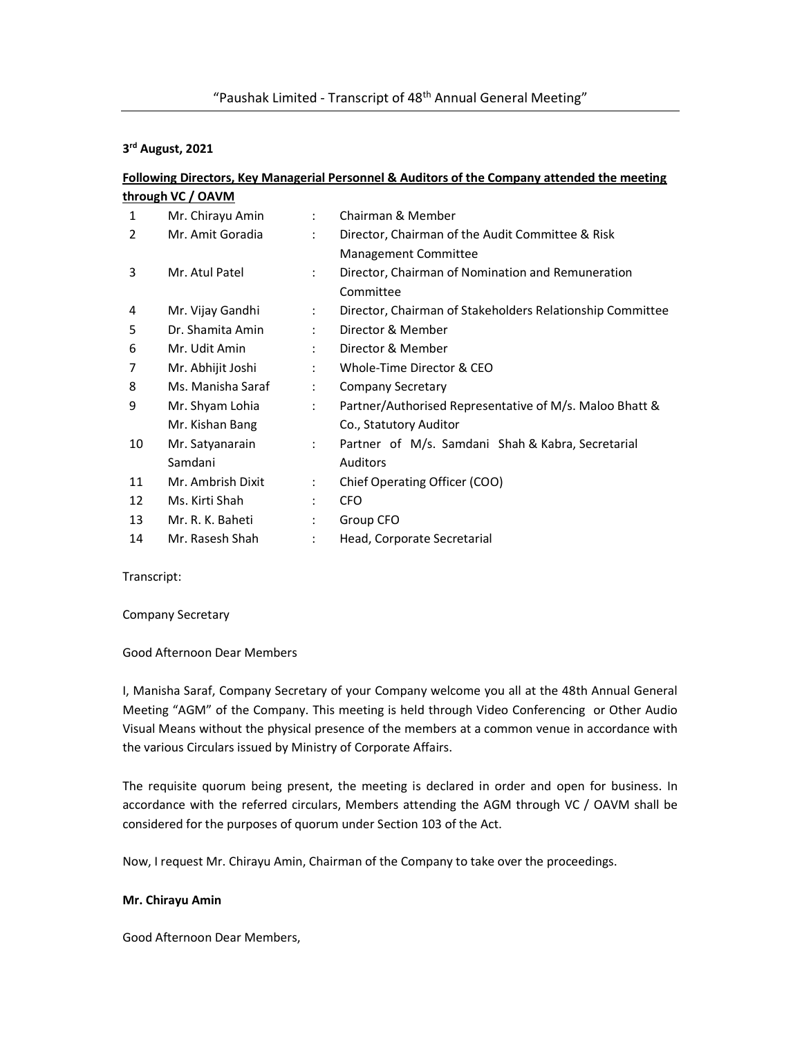# "Paushak Limited - Transcript of 48th Annual General Meeting"

**3rd August, 2021**

**Following Directors, Key Managerial Personnel & Auditors of the Company attended the meeting through VC / OAVM**

| | | | |
|---|---|---|---|
| 1 | Mr. Chirayu Amin | : | Chairman & Member |
| 2 | Mr. Amit Goradia | : | Director, Chairman of the Audit Committee & Risk Management Committee |
| 3 | Mr. Atul Patel | : | Director, Chairman of Nomination and Remuneration Committee |
| 4 | Mr. Vijay Gandhi | : | Director, Chairman of Stakeholders Relationship Committee |
| 5 | Dr. Shamita Amin | : | Director & Member |
| 6 | Mr. Udit Amin | : | Director & Member |
| 7 | Mr. Abhijit Joshi | : | Whole-Time Director & CEO |
| 8 | Ms. Manisha Saraf | : | Company Secretary |
| 9 | Mr. Shyam Lohia Mr. Kishan Bang | : | Partner/Authorised Representative of M/s. Maloo Bhatt & Co., Statutory Auditor |
| 10 | Mr. Satyanarain Samdani | : | Partner of M/s. Samdani Shah & Kabra, Secretarial Auditors |
| 11 | Mr. Ambrish Dixit | : | Chief Operating Officer (COO) |
| 12 | Ms. Kirti Shah | : | CFO |
| 13 | Mr. R. K. Baheti | : | Group CFO |
| 14 | Mr. Rasesh Shah | : | Head, Corporate Secretarial |

Transcript:

Company Secretary

Good Afternoon Dear Members

I, Manisha Saraf, Company Secretary of your Company welcome you all at the 48th Annual General Meeting "AGM" of the Company. This meeting is held through Video Conferencing or Other Audio Visual Means without the physical presence of the members at a common venue in accordance with the various Circulars issued by Ministry of Corporate Affairs.

The requisite quorum being present, the meeting is declared in order and open for business. In accordance with the referred circulars, Members attending the AGM through VC / OAVM shall be considered for the purposes of quorum under Section 103 of the Act.

Now, I request Mr. Chirayu Amin, Chairman of the Company to take over the proceedings.

**Mr. Chirayu Amin**

Good Afternoon Dear Members,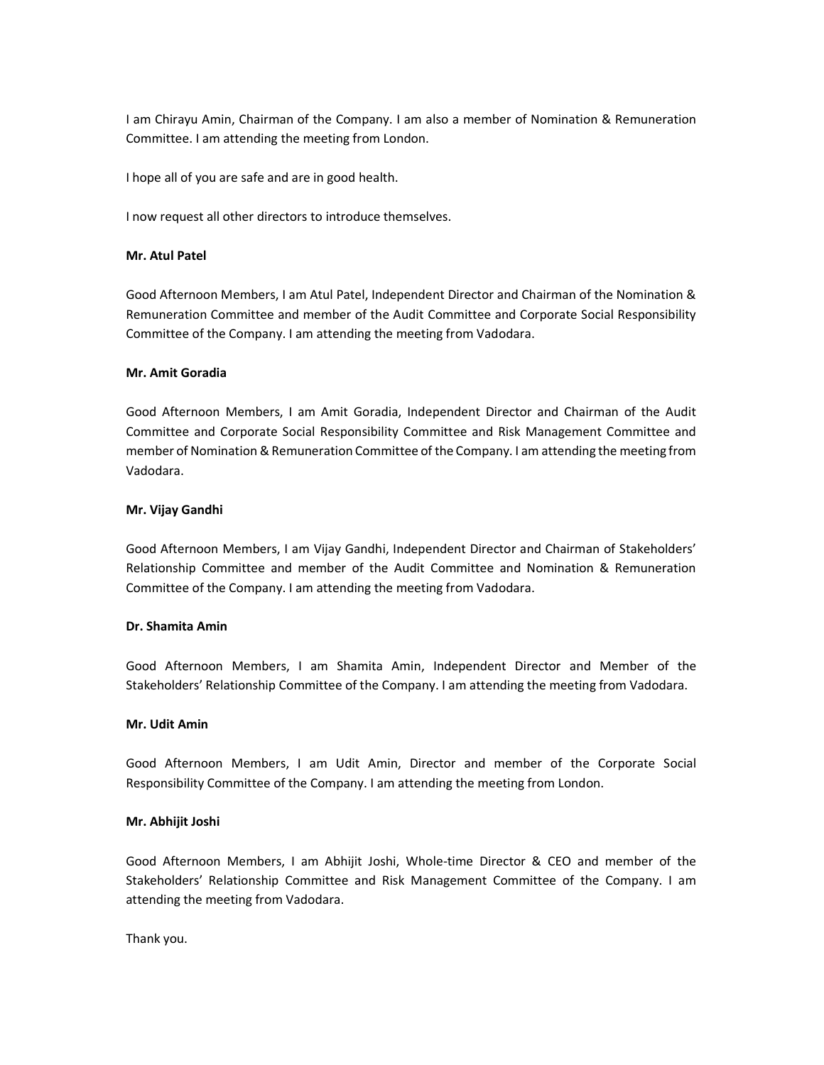I am Chirayu Amin, Chairman of the Company. I am also a member of Nomination & Remuneration Committee. I am attending the meeting from London.

I hope all of you are safe and are in good health.

I now request all other directors to introduce themselves.

**Mr. Atul Patel**

Good Afternoon Members, I am Atul Patel, Independent Director and Chairman of the Nomination & Remuneration Committee and member of the Audit Committee and Corporate Social Responsibility Committee of the Company. I am attending the meeting from Vadodara.

**Mr. Amit Goradia**

Good Afternoon Members, I am Amit Goradia, Independent Director and Chairman of the Audit Committee and Corporate Social Responsibility Committee and Risk Management Committee and member of Nomination & Remuneration Committee of the Company. I am attending the meeting from Vadodara.

**Mr. Vijay Gandhi**

Good Afternoon Members, I am Vijay Gandhi, Independent Director and Chairman of Stakeholders' Relationship Committee and member of the Audit Committee and Nomination & Remuneration Committee of the Company. I am attending the meeting from Vadodara.

**Dr. Shamita Amin**

Good Afternoon Members, I am Shamita Amin, Independent Director and Member of the Stakeholders' Relationship Committee of the Company. I am attending the meeting from Vadodara.

**Mr. Udit Amin**

Good Afternoon Members, I am Udit Amin, Director and member of the Corporate Social Responsibility Committee of the Company. I am attending the meeting from London.

**Mr. Abhijit Joshi**

Good Afternoon Members, I am Abhijit Joshi, Whole-time Director & CEO and member of the Stakeholders' Relationship Committee and Risk Management Committee of the Company. I am attending the meeting from Vadodara.

Thank you.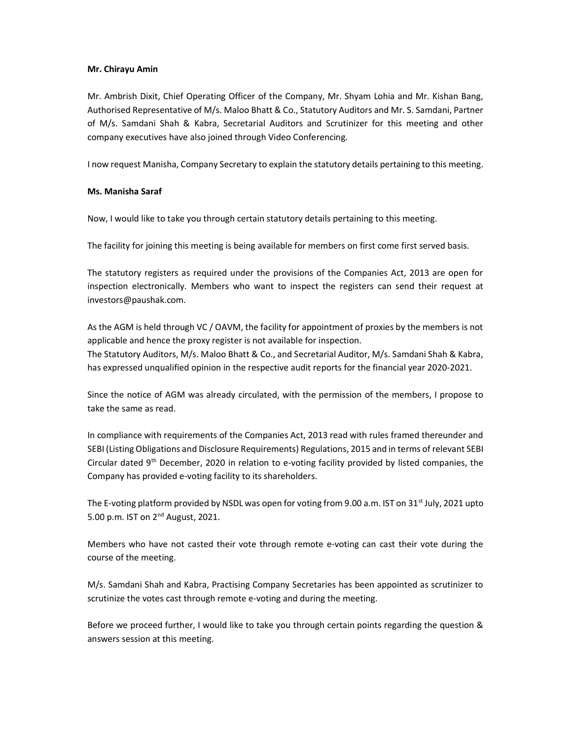**Mr. Chirayu Amin**

Mr. Ambrish Dixit, Chief Operating Officer of the Company, Mr. Shyam Lohia and Mr. Kishan Bang, Authorised Representative of M/s. Maloo Bhatt & Co., Statutory Auditors and Mr. S. Samdani, Partner of M/s. Samdani Shah & Kabra, Secretarial Auditors and Scrutinizer for this meeting and other company executives have also joined through Video Conferencing.

I now request Manisha, Company Secretary to explain the statutory details pertaining to this meeting.

**Ms. Manisha Saraf**

Now, I would like to take you through certain statutory details pertaining to this meeting.

The facility for joining this meeting is being available for members on first come first served basis.

The statutory registers as required under the provisions of the Companies Act, 2013 are open for inspection electronically. Members who want to inspect the registers can send their request at investors@paushak.com.

As the AGM is held through VC / OAVM, the facility for appointment of proxies by the members is not applicable and hence the proxy register is not available for inspection.
The Statutory Auditors, M/s. Maloo Bhatt & Co., and Secretarial Auditor, M/s. Samdani Shah & Kabra, has expressed unqualified opinion in the respective audit reports for the financial year 2020-2021.

Since the notice of AGM was already circulated, with the permission of the members, I propose to take the same as read.

In compliance with requirements of the Companies Act, 2013 read with rules framed thereunder and SEBI (Listing Obligations and Disclosure Requirements) Regulations, 2015 and in terms of relevant SEBI Circular dated 9th December, 2020 in relation to e-voting facility provided by listed companies, the Company has provided e-voting facility to its shareholders.

The E-voting platform provided by NSDL was open for voting from 9.00 a.m. IST on 31st July, 2021 upto 5.00 p.m. IST on 2nd August, 2021.

Members who have not casted their vote through remote e-voting can cast their vote during the course of the meeting.

M/s. Samdani Shah and Kabra, Practising Company Secretaries has been appointed as scrutinizer to scrutinize the votes cast through remote e-voting and during the meeting.

Before we proceed further, I would like to take you through certain points regarding the question & answers session at this meeting.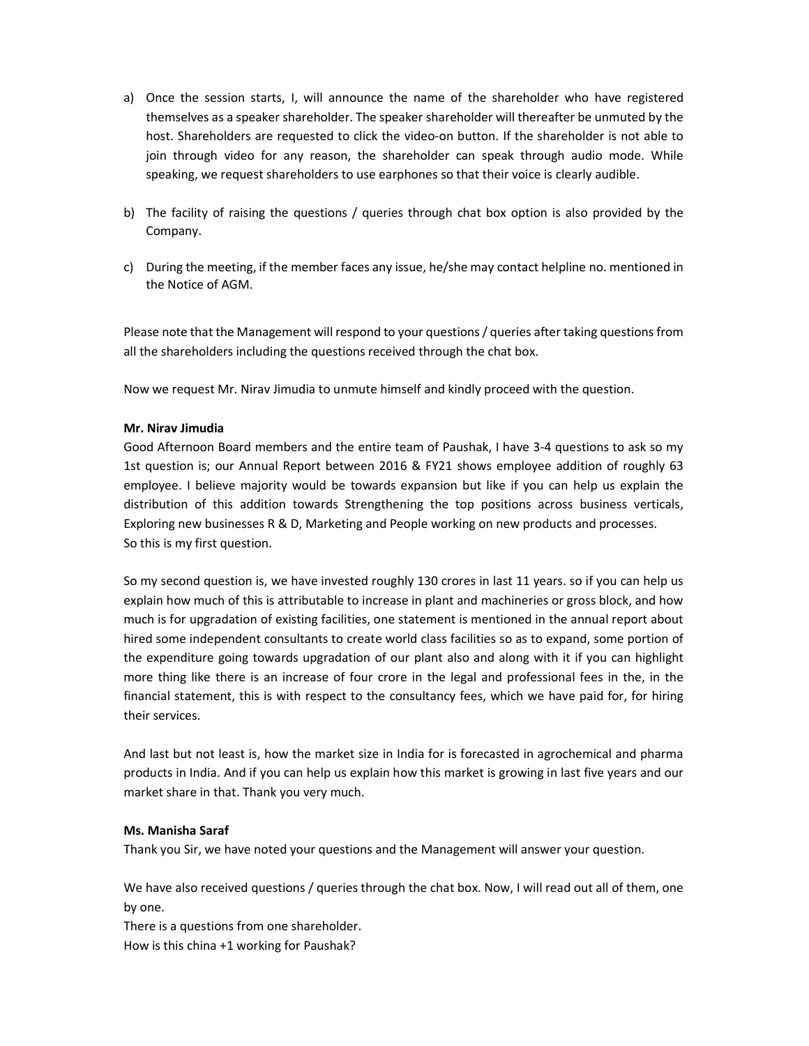a) Once the session starts, I, will announce the name of the shareholder who have registered themselves as a speaker shareholder. The speaker shareholder will thereafter be unmuted by the host. Shareholders are requested to click the video-on button. If the shareholder is not able to join through video for any reason, the shareholder can speak through audio mode. While speaking, we request shareholders to use earphones so that their voice is clearly audible.

b) The facility of raising the questions / queries through chat box option is also provided by the Company.

c) During the meeting, if the member faces any issue, he/she may contact helpline no. mentioned in the Notice of AGM.

Please note that the Management will respond to your questions / queries after taking questions from all the shareholders including the questions received through the chat box.

Now we request Mr. Nirav Jimudia to unmute himself and kindly proceed with the question.

**Mr. Nirav Jimudia**

Good Afternoon Board members and the entire team of Paushak, I have 3-4 questions to ask so my 1st question is; our Annual Report between 2016 & FY21 shows employee addition of roughly 63 employee. I believe majority would be towards expansion but like if you can help us explain the distribution of this addition towards Strengthening the top positions across business verticals, Exploring new businesses R & D, Marketing and People working on new products and processes. So this is my first question.

So my second question is, we have invested roughly 130 crores in last 11 years. so if you can help us explain how much of this is attributable to increase in plant and machineries or gross block, and how much is for upgradation of existing facilities, one statement is mentioned in the annual report about hired some independent consultants to create world class facilities so as to expand, some portion of the expenditure going towards upgradation of our plant also and along with it if you can highlight more thing like there is an increase of four crore in the legal and professional fees in the, in the financial statement, this is with respect to the consultancy fees, which we have paid for, for hiring their services.

And last but not least is, how the market size in India for is forecasted in agrochemical and pharma products in India. And if you can help us explain how this market is growing in last five years and our market share in that. Thank you very much.

**Ms. Manisha Saraf**

Thank you Sir, we have noted your questions and the Management will answer your question.

We have also received questions / queries through the chat box. Now, I will read out all of them, one by one.

There is a questions from one shareholder.

How is this china +1 working for Paushak?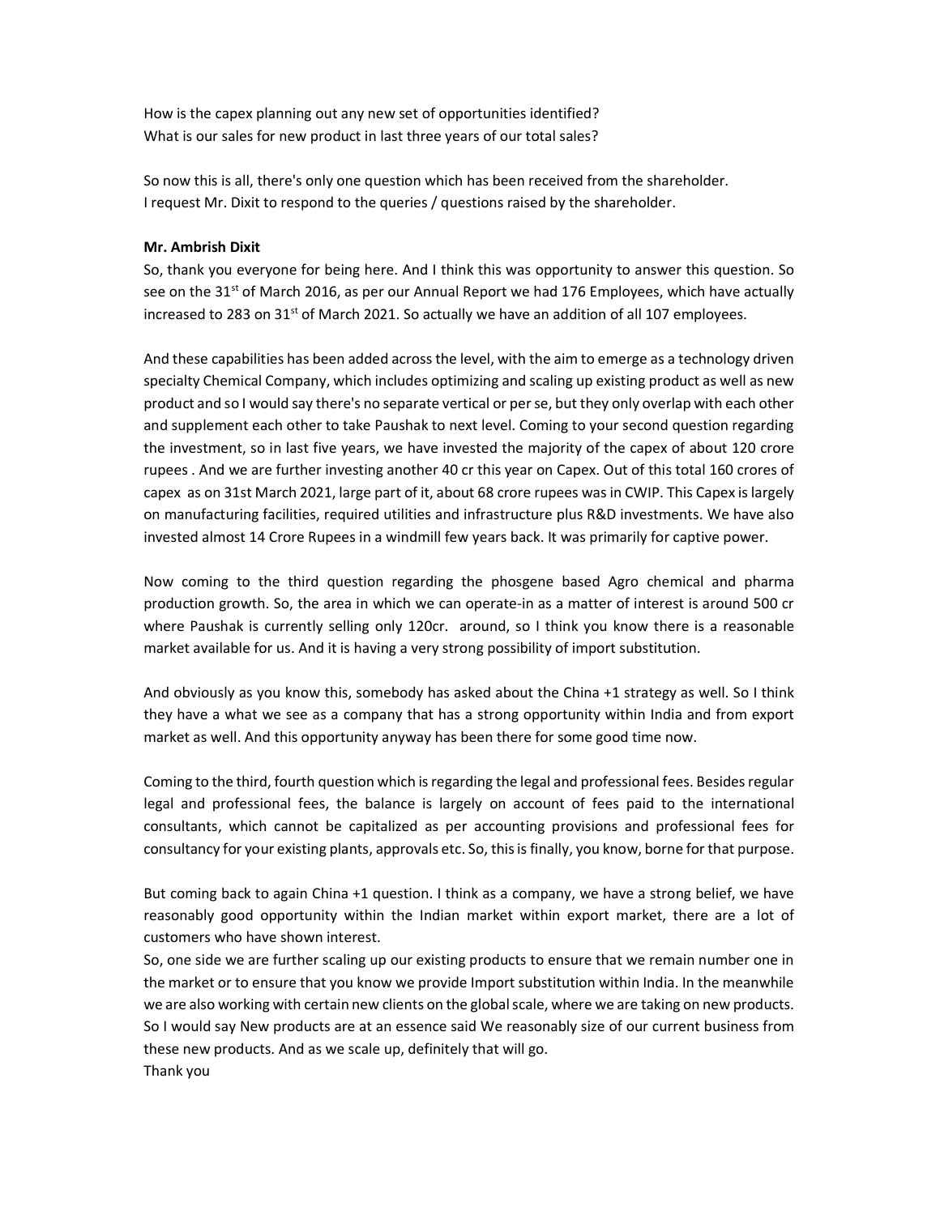How is the capex planning out any new set of opportunities identified?
What is our sales for new product in last three years of our total sales?

So now this is all, there's only one question which has been received from the shareholder.
I request Mr. Dixit to respond to the queries / questions raised by the shareholder.

**Mr. Ambrish Dixit**

So, thank you everyone for being here. And I think this was opportunity to answer this question. So see on the 31st of March 2016, as per our Annual Report we had 176 Employees, which have actually increased to 283 on 31st of March 2021. So actually we have an addition of all 107 employees.

And these capabilities has been added across the level, with the aim to emerge as a technology driven specialty Chemical Company, which includes optimizing and scaling up existing product as well as new product and so I would say there's no separate vertical or per se, but they only overlap with each other and supplement each other to take Paushak to next level. Coming to your second question regarding the investment, so in last five years, we have invested the majority of the capex of about 120 crore rupees . And we are further investing another 40 cr this year on Capex. Out of this total 160 crores of capex as on 31st March 2021, large part of it, about 68 crore rupees was in CWIP. This Capex is largely on manufacturing facilities, required utilities and infrastructure plus R&D investments. We have also invested almost 14 Crore Rupees in a windmill few years back. It was primarily for captive power.

Now coming to the third question regarding the phosgene based Agro chemical and pharma production growth. So, the area in which we can operate-in as a matter of interest is around 500 cr where Paushak is currently selling only 120cr. around, so I think you know there is a reasonable market available for us. And it is having a very strong possibility of import substitution.

And obviously as you know this, somebody has asked about the China +1 strategy as well. So I think they have a what we see as a company that has a strong opportunity within India and from export market as well. And this opportunity anyway has been there for some good time now.

Coming to the third, fourth question which is regarding the legal and professional fees. Besides regular legal and professional fees, the balance is largely on account of fees paid to the international consultants, which cannot be capitalized as per accounting provisions and professional fees for consultancy for your existing plants, approvals etc. So, this is finally, you know, borne for that purpose.

But coming back to again China +1 question. I think as a company, we have a strong belief, we have reasonably good opportunity within the Indian market within export market, there are a lot of customers who have shown interest.

So, one side we are further scaling up our existing products to ensure that we remain number one in the market or to ensure that you know we provide Import substitution within India. In the meanwhile we are also working with certain new clients on the global scale, where we are taking on new products. So I would say New products are at an essence said We reasonably size of our current business from these new products. And as we scale up, definitely that will go.

Thank you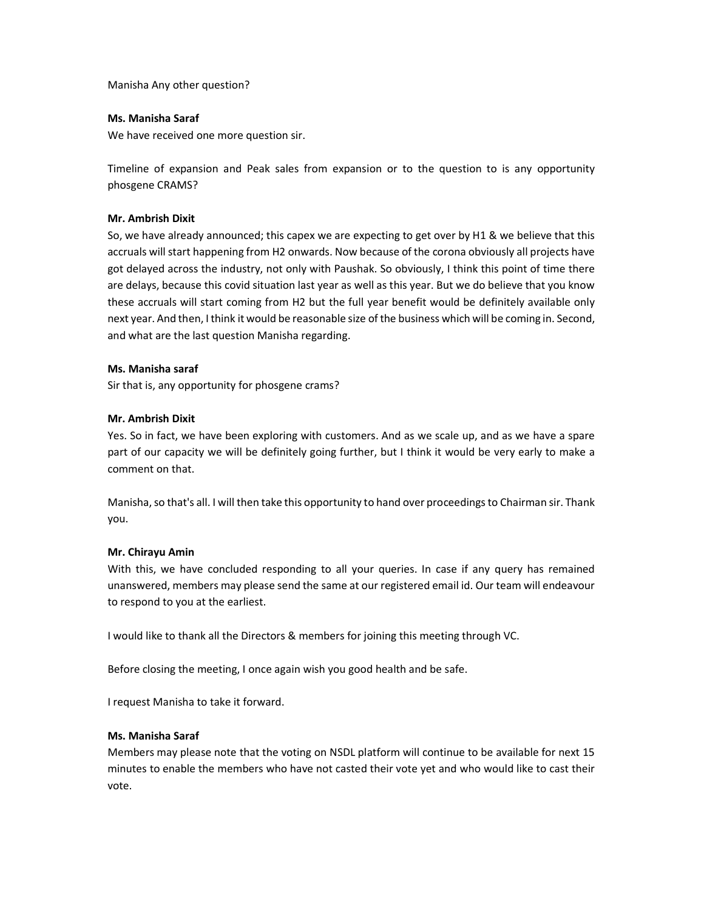Manisha Any other question?

**Ms. Manisha Saraf**

We have received one more question sir.

Timeline of expansion and Peak sales from expansion or to the question to is any opportunity phosgene CRAMS?

**Mr. Ambrish Dixit**

So, we have already announced; this capex we are expecting to get over by H1 & we believe that this accruals will start happening from H2 onwards. Now because of the corona obviously all projects have got delayed across the industry, not only with Paushak. So obviously, I think this point of time there are delays, because this covid situation last year as well as this year. But we do believe that you know these accruals will start coming from H2 but the full year benefit would be definitely available only next year. And then, I think it would be reasonable size of the business which will be coming in. Second, and what are the last question Manisha regarding.

**Ms. Manisha saraf**

Sir that is, any opportunity for phosgene crams?

**Mr. Ambrish Dixit**

Yes. So in fact, we have been exploring with customers. And as we scale up, and as we have a spare part of our capacity we will be definitely going further, but I think it would be very early to make a comment on that.

Manisha, so that's all. I will then take this opportunity to hand over proceedings to Chairman sir. Thank you.

**Mr. Chirayu Amin**

With this, we have concluded responding to all your queries. In case if any query has remained unanswered, members may please send the same at our registered email id. Our team will endeavour to respond to you at the earliest.

I would like to thank all the Directors & members for joining this meeting through VC.

Before closing the meeting, I once again wish you good health and be safe.

I request Manisha to take it forward.

**Ms. Manisha Saraf**

Members may please note that the voting on NSDL platform will continue to be available for next 15 minutes to enable the members who have not casted their vote yet and who would like to cast their vote.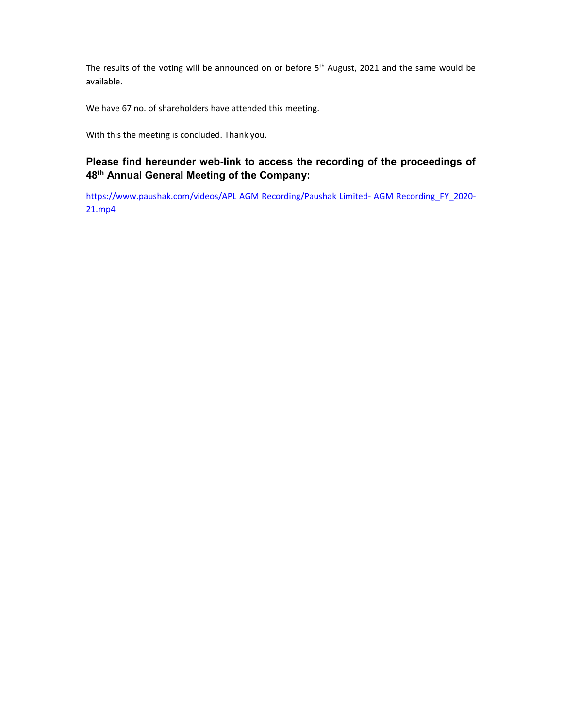The results of the voting will be announced on or before 5th August, 2021 and the same would be available.

We have 67 no. of shareholders have attended this meeting.

With this the meeting is concluded. Thank you.

**Please find hereunder web-link to access the recording of the proceedings of 48th Annual General Meeting of the Company:**

https://www.paushak.com/videos/APL AGM Recording/Paushak Limited- AGM Recording_FY_2020-21.mp4